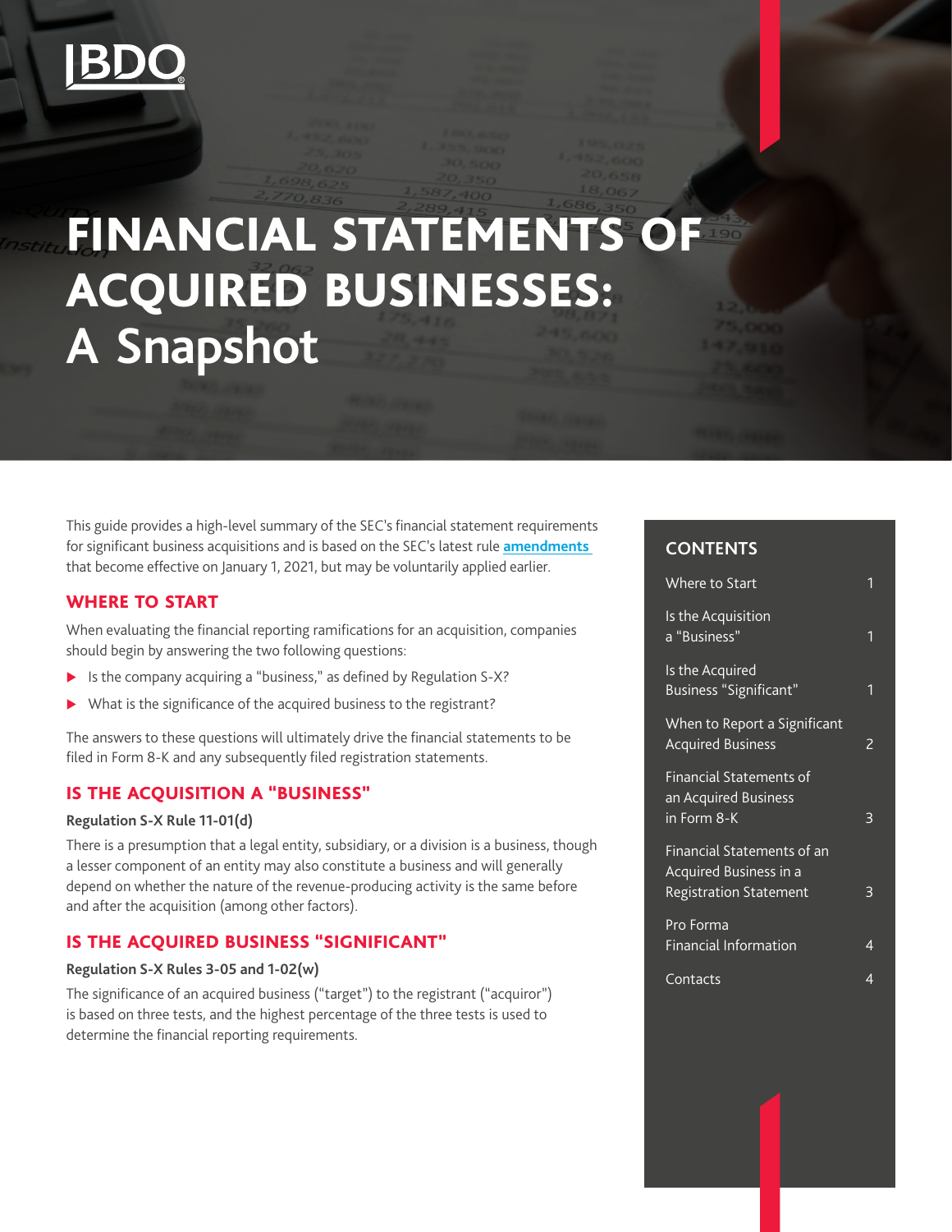BDO

# FINANCIAL STATEMENTS OF ACQUIRED BUSINESSES: A Snapshot

This guide provides a high-level summary of the SEC's financial statement requirements for significant business acquisitions and is based on the SEC's latest rule **amendments** that become effective on January 1, 2021, but may be voluntarily applied earlier.

## CONTENTS

| | |
|---|---|
| Where to Start | 1 |
| Is the Acquisition a "Business" | 1 |
| Is the Acquired Business "Significant" | 1 |
| When to Report a Significant Acquired Business | 2 |
| Financial Statements of an Acquired Business in Form 8-K | 3 |
| Financial Statements of an Acquired Business in a Registration Statement | 3 |
| Pro Forma Financial Information | 4 |
| Contacts | 4 |

## WHERE TO START

When evaluating the financial reporting ramifications for an acquisition, companies should begin by answering the two following questions:

- Is the company acquiring a "business," as defined by Regulation S-X?
- What is the significance of the acquired business to the registrant?

The answers to these questions will ultimately drive the financial statements to be filed in Form 8-K and any subsequently filed registration statements.

## IS THE ACQUISITION A "BUSINESS"

**Regulation S-X Rule 11-01(d)**

There is a presumption that a legal entity, subsidiary, or a division is a business, though a lesser component of an entity may also constitute a business and will generally depend on whether the nature of the revenue-producing activity is the same before and after the acquisition (among other factors).

## IS THE ACQUIRED BUSINESS "SIGNIFICANT"

**Regulation S-X Rules 3-05 and 1-02(w)**

The significance of an acquired business ("target") to the registrant ("acquiror") is based on three tests, and the highest percentage of the three tests is used to determine the financial reporting requirements.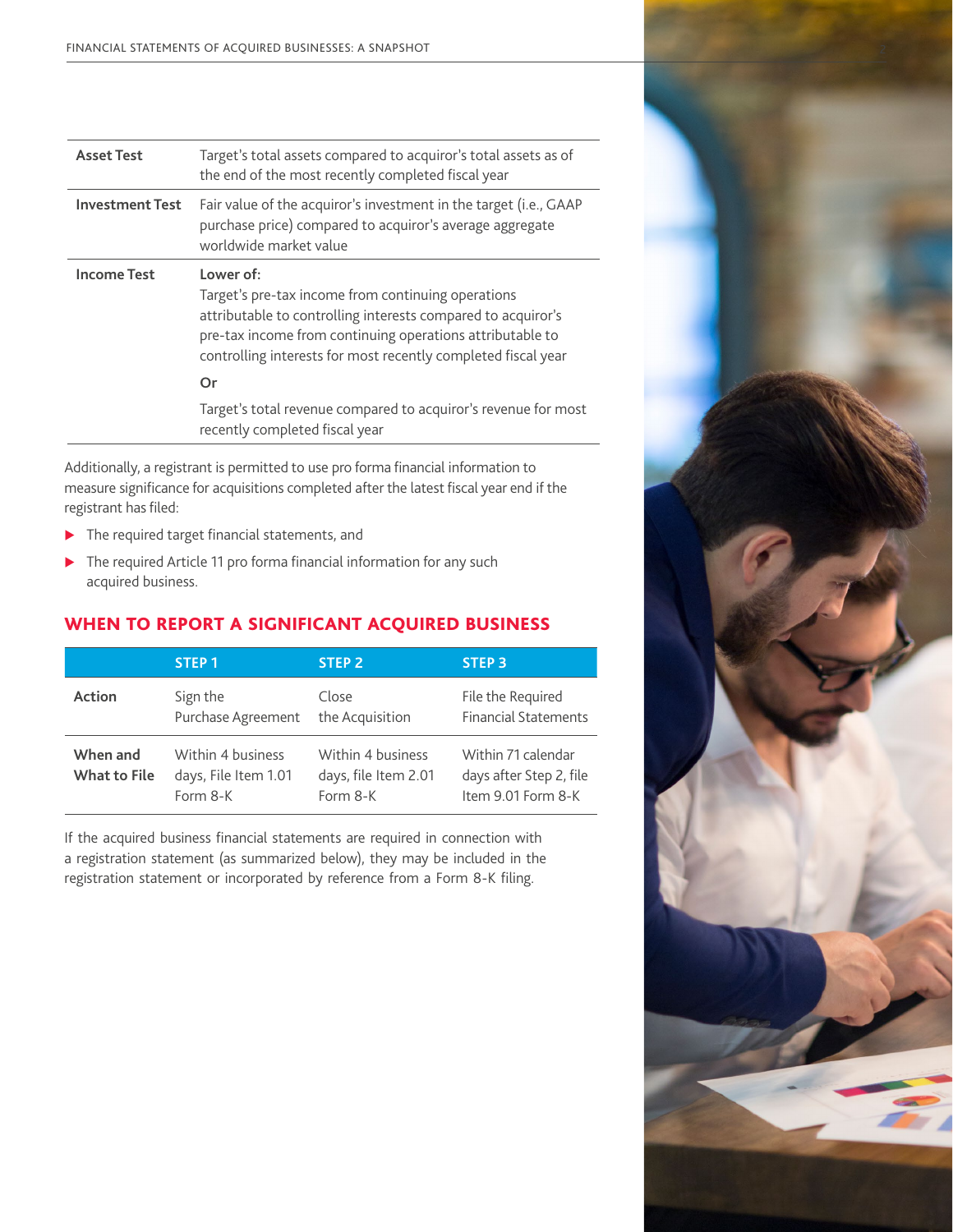| | |
|---|---|
| **Asset Test** | Target's total assets compared to acquiror's total assets as of the end of the most recently completed fiscal year |
| **Investment Test** | Fair value of the acquiror's investment in the target (i.e., GAAP purchase price) compared to acquiror's average aggregate worldwide market value |
| **Income Test** | **Lower of:**<br>Target's pre-tax income from continuing operations attributable to controlling interests compared to acquiror's pre-tax income from continuing operations attributable to controlling interests for most recently completed fiscal year<br>**Or**<br>Target's total revenue compared to acquiror's revenue for most recently completed fiscal year |

Additionally, a registrant is permitted to use pro forma financial information to measure significance for acquisitions completed after the latest fiscal year end if the registrant has filed:

- The required target financial statements, and
- The required Article 11 pro forma financial information for any such acquired business.

## WHEN TO REPORT A SIGNIFICANT ACQUIRED BUSINESS

| | STEP 1 | STEP 2 | STEP 3 |
|---|---|---|---|
| **Action** | Sign the Purchase Agreement | Close the Acquisition | File the Required Financial Statements |
| **When and What to File** | Within 4 business days, File Item 1.01 Form 8-K | Within 4 business days, file Item 2.01 Form 8-K | Within 71 calendar days after Step 2, file Item 9.01 Form 8-K |

If the acquired business financial statements are required in connection with a registration statement (as summarized below), they may be included in the registration statement or incorporated by reference from a Form 8-K filing.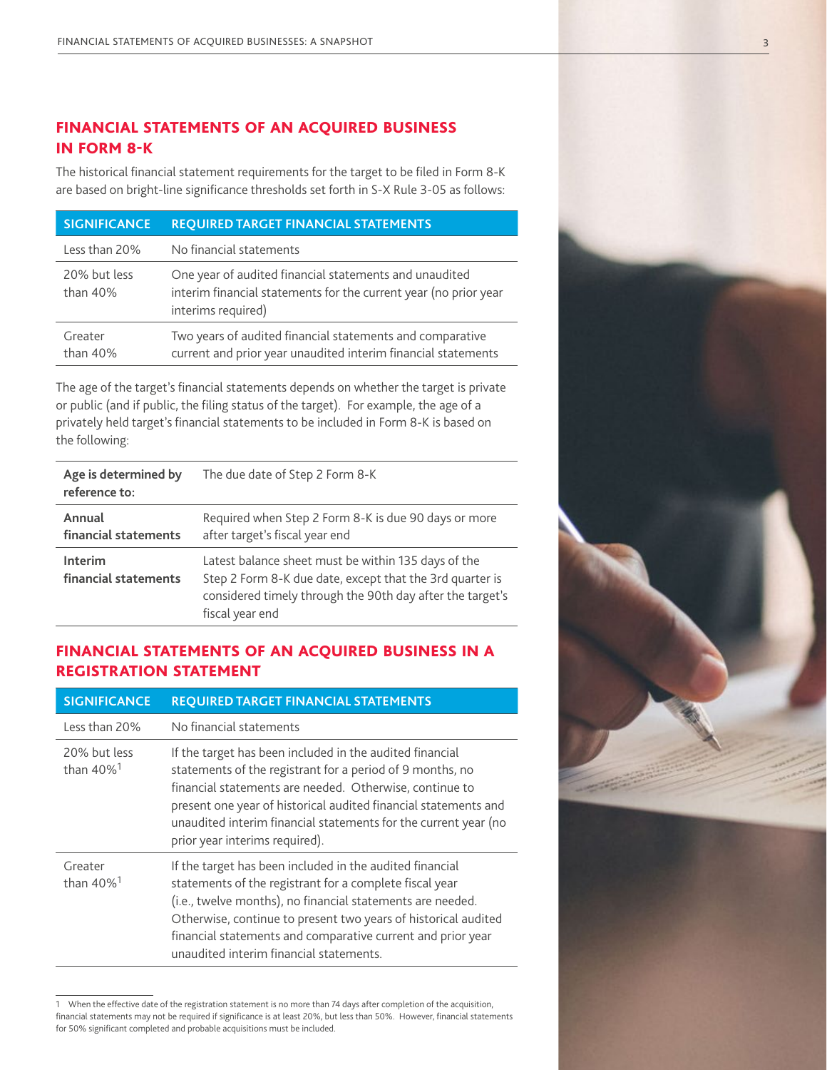## FINANCIAL STATEMENTS OF AN ACQUIRED BUSINESS IN FORM 8-K

The historical financial statement requirements for the target to be filed in Form 8-K are based on bright-line significance thresholds set forth in S-X Rule 3-05 as follows:

| SIGNIFICANCE | REQUIRED TARGET FINANCIAL STATEMENTS |
| --- | --- |
| Less than 20% | No financial statements |
| 20% but less than 40% | One year of audited financial statements and unaudited interim financial statements for the current year (no prior year interims required) |
| Greater than 40% | Two years of audited financial statements and comparative current and prior year unaudited interim financial statements |

The age of the target's financial statements depends on whether the target is private or public (and if public, the filing status of the target). For example, the age of a privately held target's financial statements to be included in Form 8-K is based on the following:

| **Age is determined by reference to:** | The due date of Step 2 Form 8-K |
| --- | --- |
| **Annual financial statements** | Required when Step 2 Form 8-K is due 90 days or more after target's fiscal year end |
| **Interim financial statements** | Latest balance sheet must be within 135 days of the Step 2 Form 8-K due date, except that the 3rd quarter is considered timely through the 90th day after the target's fiscal year end |

## FINANCIAL STATEMENTS OF AN ACQUIRED BUSINESS IN A REGISTRATION STATEMENT

| SIGNIFICANCE | REQUIRED TARGET FINANCIAL STATEMENTS |
| --- | --- |
| Less than 20% | No financial statements |
| 20% but less than 40%[1] | If the target has been included in the audited financial statements of the registrant for a period of 9 months, no financial statements are needed. Otherwise, continue to present one year of historical audited financial statements and unaudited interim financial statements for the current year (no prior year interims required). |
| Greater than 40%[1] | If the target has been included in the audited financial statements of the registrant for a complete fiscal year (i.e., twelve months), no financial statements are needed. Otherwise, continue to present two years of historical audited financial statements and comparative current and prior year unaudited interim financial statements. |

1 When the effective date of the registration statement is no more than 74 days after completion of the acquisition, financial statements may not be required if significance is at least 20%, but less than 50%. However, financial statements for 50% significant completed and probable acquisitions must be included.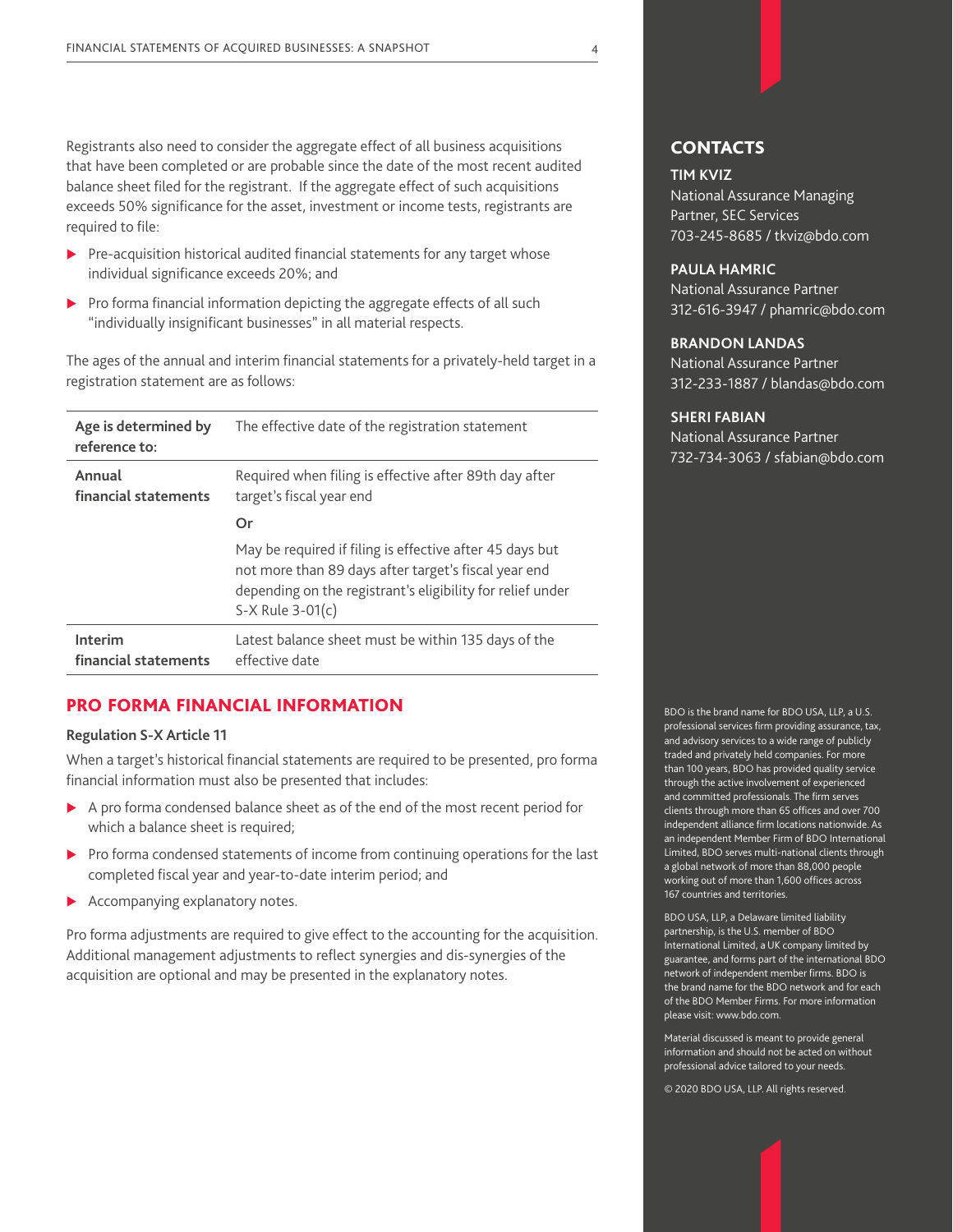Registrants also need to consider the aggregate effect of all business acquisitions that have been completed or are probable since the date of the most recent audited balance sheet filed for the registrant. If the aggregate effect of such acquisitions exceeds 50% significance for the asset, investment or income tests, registrants are required to file:

- Pre-acquisition historical audited financial statements for any target whose individual significance exceeds 20%; and
- Pro forma financial information depicting the aggregate effects of all such "individually insignificant businesses" in all material respects.

The ages of the annual and interim financial statements for a privately-held target in a registration statement are as follows:

| **Age is determined by reference to:** | The effective date of the registration statement |
|---|---|
| **Annual financial statements** | Required when filing is effective after 89th day after target's fiscal year end<br>**Or**<br>May be required if filing is effective after 45 days but not more than 89 days after target's fiscal year end depending on the registrant's eligibility for relief under S-X Rule 3-01(c) |
| **Interim financial statements** | Latest balance sheet must be within 135 days of the effective date |

## PRO FORMA FINANCIAL INFORMATION

### Regulation S-X Article 11

When a target's historical financial statements are required to be presented, pro forma financial information must also be presented that includes:

- A pro forma condensed balance sheet as of the end of the most recent period for which a balance sheet is required;
- Pro forma condensed statements of income from continuing operations for the last completed fiscal year and year-to-date interim period; and
- Accompanying explanatory notes.

Pro forma adjustments are required to give effect to the accounting for the acquisition. Additional management adjustments to reflect synergies and dis-synergies of the acquisition are optional and may be presented in the explanatory notes.

## CONTACTS

**TIM KVIZ**
National Assurance Managing Partner, SEC Services
703-245-8685 / tkviz@bdo.com

**PAULA HAMRIC**
National Assurance Partner
312-616-3947 / phamric@bdo.com

**BRANDON LANDAS**
National Assurance Partner
312-233-1887 / blandas@bdo.com

**SHERI FABIAN**
National Assurance Partner
732-734-3063 / sfabian@bdo.com

BDO is the brand name for BDO USA, LLP, a U.S. professional services firm providing assurance, tax, and advisory services to a wide range of publicly traded and privately held companies. For more than 100 years, BDO has provided quality service through the active involvement of experienced and committed professionals. The firm serves clients through more than 65 offices and over 700 independent alliance firm locations nationwide. As an independent Member Firm of BDO International Limited, BDO serves multi-national clients through a global network of more than 88,000 people working out of more than 1,600 offices across 167 countries and territories.

BDO USA, LLP, a Delaware limited liability partnership, is the U.S. member of BDO International Limited, a UK company limited by guarantee, and forms part of the international BDO network of independent member firms. BDO is the brand name for the BDO network and for each of the BDO Member Firms. For more information please visit: www.bdo.com.

Material discussed is meant to provide general information and should not be acted on without professional advice tailored to your needs.

© 2020 BDO USA, LLP. All rights reserved.